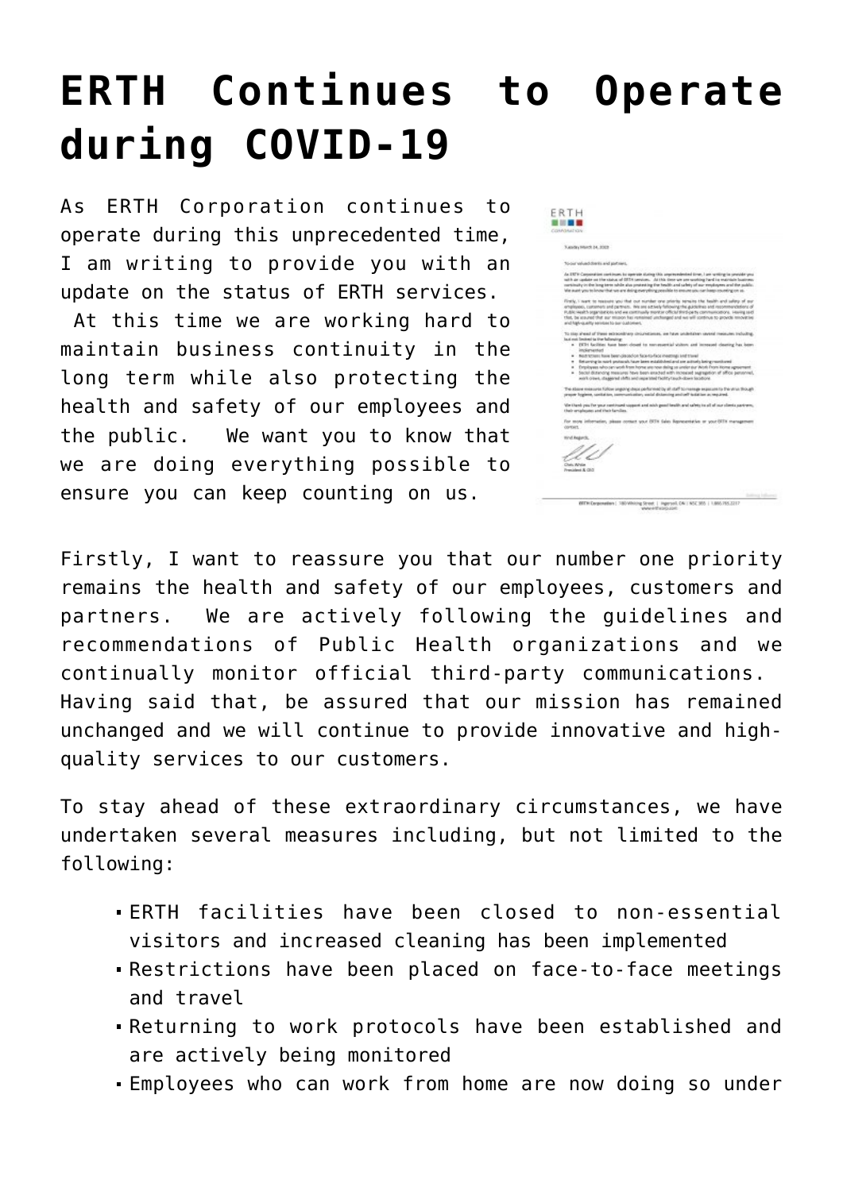# ERTH Continues to Operate during COVID-19

As ERTH Corporation continues to operate during this unprecedented time, I am writing to provide you with an update on the status of ERTH services. At this time we are working hard to maintain business continuity in the long term while also protecting the health and safety of our employees and the public. We want you to know that we are doing everything possible to ensure you can keep counting on us.

Firstly, I want to reassure you that our number one priority remains the health and safety of our employees, customers and partners. We are actively following the guidelines and recommendations of Public Health organizations and we continually monitor official third-party communications. Having said that, be assured that our mission has remained unchanged and we will continue to provide innovative and high-quality services to our customers.

To stay ahead of these extraordinary circumstances, we have undertaken several measures including, but not limited to the following:

- ERTH facilities have been closed to non-essential visitors and increased cleaning has been implemented
- Restrictions have been placed on face-to-face meetings and travel
- Returning to work protocols have been established and are actively being monitored
- Employees who can work from home are now doing so under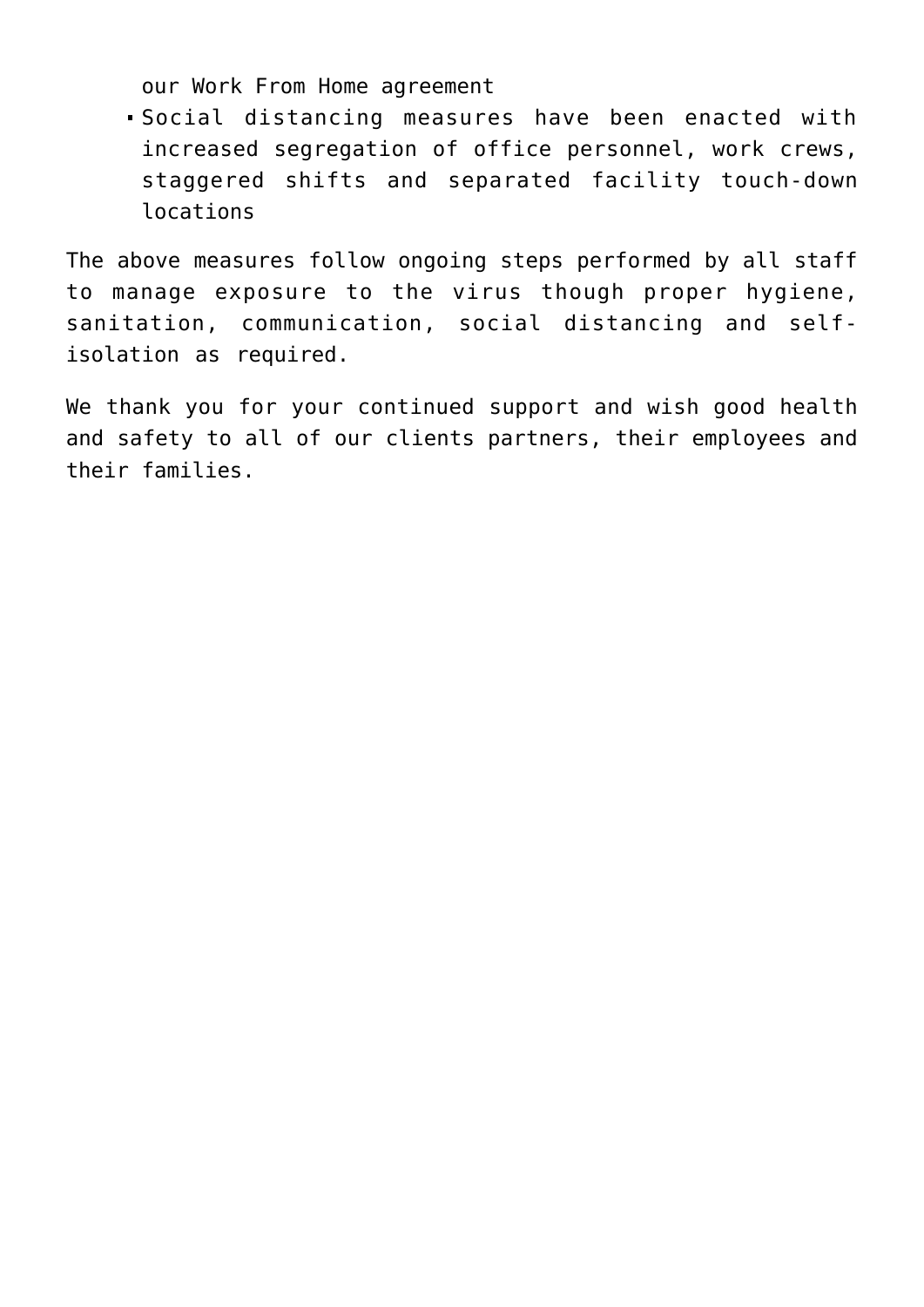our Work From Home agreement

- Social distancing measures have been enacted with increased segregation of office personnel, work crews, staggered shifts and separated facility touch-down locations

The above measures follow ongoing steps performed by all staff to manage exposure to the virus though proper hygiene, sanitation, communication, social distancing and self-isolation as required.

We thank you for your continued support and wish good health and safety to all of our clients partners, their employees and their families.